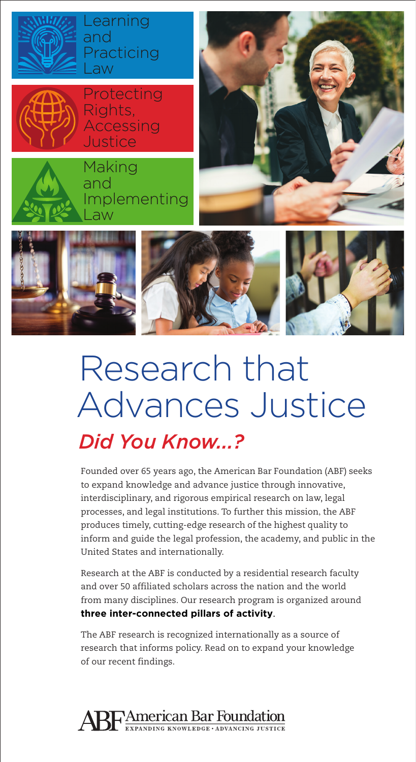Learning and Practicing Law

Protecting Rights, Accessing Justice

Making and Implementing Law

# Research that Advances Justice

## *Did You Know...?*

Founded over 65 years ago, the American Bar Foundation (ABF) seeks to expand knowledge and advance justice through innovative, interdisciplinary, and rigorous empirical research on law, legal processes, and legal institutions. To further this mission, the ABF produces timely, cutting-edge research of the highest quality to inform and guide the legal profession, the academy, and public in the United States and internationally.

Research at the ABF is conducted by a residential research faculty and over 50 affiliated scholars across the nation and the world from many disciplines. Our research program is organized around **three inter-connected pillars of activity**.

The ABF research is recognized internationally as a source of research that informs policy. Read on to expand your knowledge of our recent findings.

ABF American Bar Foundation
EXPANDING KNOWLEDGE · ADVANCING JUSTICE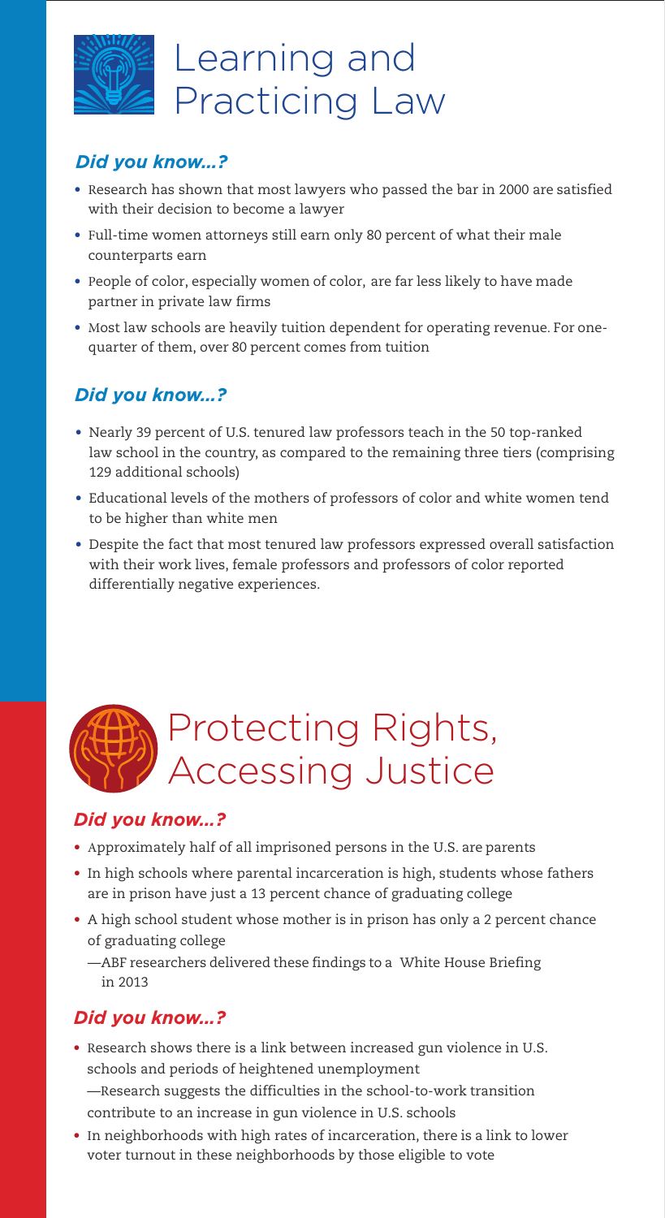# Learning and Practicing Law

### *Did you know...?*

- Research has shown that most lawyers who passed the bar in 2000 are satisfied with their decision to become a lawyer
- Full-time women attorneys still earn only 80 percent of what their male counterparts earn
- People of color, especially women of color, are far less likely to have made partner in private law firms
- Most law schools are heavily tuition dependent for operating revenue. For one-quarter of them, over 80 percent comes from tuition

### *Did you know...?*

- Nearly 39 percent of U.S. tenured law professors teach in the 50 top-ranked law school in the country, as compared to the remaining three tiers (comprising 129 additional schools)
- Educational levels of the mothers of professors of color and white women tend to be higher than white men
- Despite the fact that most tenured law professors expressed overall satisfaction with their work lives, female professors and professors of color reported differentially negative experiences.

# Protecting Rights, Accessing Justice

### *Did you know...?*

- Approximately half of all imprisoned persons in the U.S. are parents
- In high schools where parental incarceration is high, students whose fathers are in prison have just a 13 percent chance of graduating college
- A high school student whose mother is in prison has only a 2 percent chance of graduating college

  —ABF researchers delivered these findings to a White House Briefing in 2013

### *Did you know...?*

- Research shows there is a link between increased gun violence in U.S. schools and periods of heightened unemployment

  —Research suggests the difficulties in the school-to-work transition contribute to an increase in gun violence in U.S. schools
- In neighborhoods with high rates of incarceration, there is a link to lower voter turnout in these neighborhoods by those eligible to vote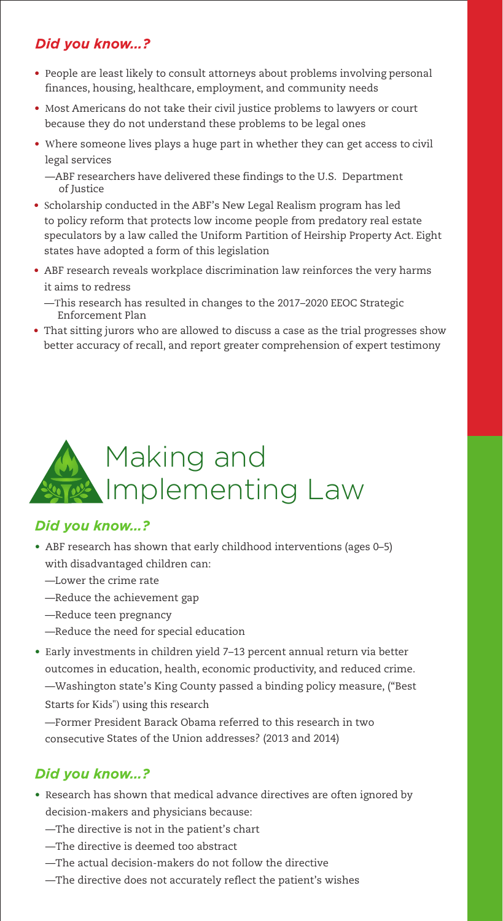### *Did you know...?*

- People are least likely to consult attorneys about problems involving personal finances, housing, healthcare, employment, and community needs
- Most Americans do not take their civil justice problems to lawyers or court because they do not understand these problems to be legal ones
- Where someone lives plays a huge part in whether they can get access to civil legal services
  - —ABF researchers have delivered these findings to the U.S. Department of Justice
- Scholarship conducted in the ABF's New Legal Realism program has led to policy reform that protects low income people from predatory real estate speculators by a law called the Uniform Partition of Heirship Property Act. Eight states have adopted a form of this legislation
- ABF research reveals workplace discrimination law reinforces the very harms it aims to redress
  - —This research has resulted in changes to the 2017–2020 EEOC Strategic Enforcement Plan
- That sitting jurors who are allowed to discuss a case as the trial progresses show better accuracy of recall, and report greater comprehension of expert testimony

# Making and Implementing Law

### *Did you know...?*

- ABF research has shown that early childhood interventions (ages 0–5) with disadvantaged children can:
  - —Lower the crime rate
  - —Reduce the achievement gap
  - —Reduce teen pregnancy
  - —Reduce the need for special education
- Early investments in children yield 7–13 percent annual return via better outcomes in education, health, economic productivity, and reduced crime.
  - —Washington state's King County passed a binding policy measure, ("Best Starts for Kids") using this research
  - —Former President Barack Obama referred to this research in two consecutive States of the Union addresses? (2013 and 2014)

### *Did you know...?*

- Research has shown that medical advance directives are often ignored by decision-makers and physicians because:
  - —The directive is not in the patient's chart
  - —The directive is deemed too abstract
  - —The actual decision-makers do not follow the directive
  - —The directive does not accurately reflect the patient's wishes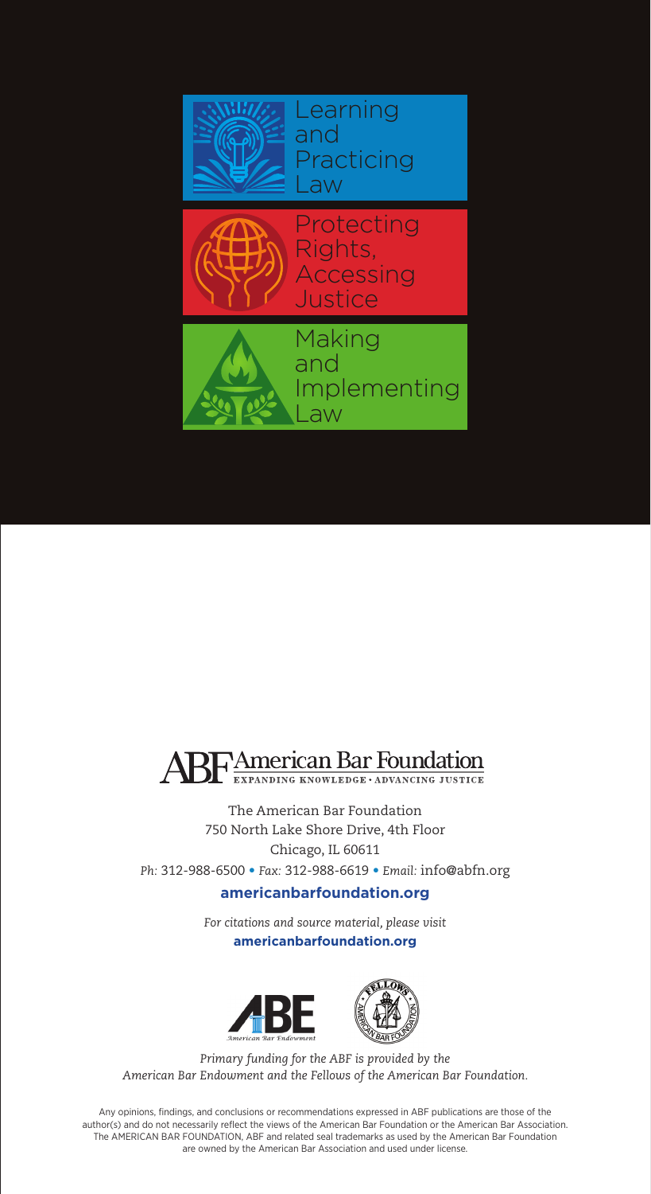Learning and Practicing Law

Protecting Rights, Accessing Justice

Making and Implementing Law

ABF American Bar Foundation
EXPANDING KNOWLEDGE · ADVANCING JUSTICE

The American Bar Foundation
750 North Lake Shore Drive, 4th Floor
Chicago, IL 60611
*Ph:* 312-988-6500 • *Fax:* 312-988-6619 • *Email:* info@abfn.org

**americanbarfoundation.org**

*For citations and source material, please visit*
**americanbarfoundation.org**

ABE
*American Bar Endowment*

FELLOWS · AMERICAN BAR FOUNDATION

*Primary funding for the ABF is provided by the American Bar Endowment and the Fellows of the American Bar Foundation.*

Any opinions, findings, and conclusions or recommendations expressed in ABF publications are those of the author(s) and do not necessarily reflect the views of the American Bar Foundation or the American Bar Association. The AMERICAN BAR FOUNDATION, ABF and related seal trademarks as used by the American Bar Foundation are owned by the American Bar Association and used under license.